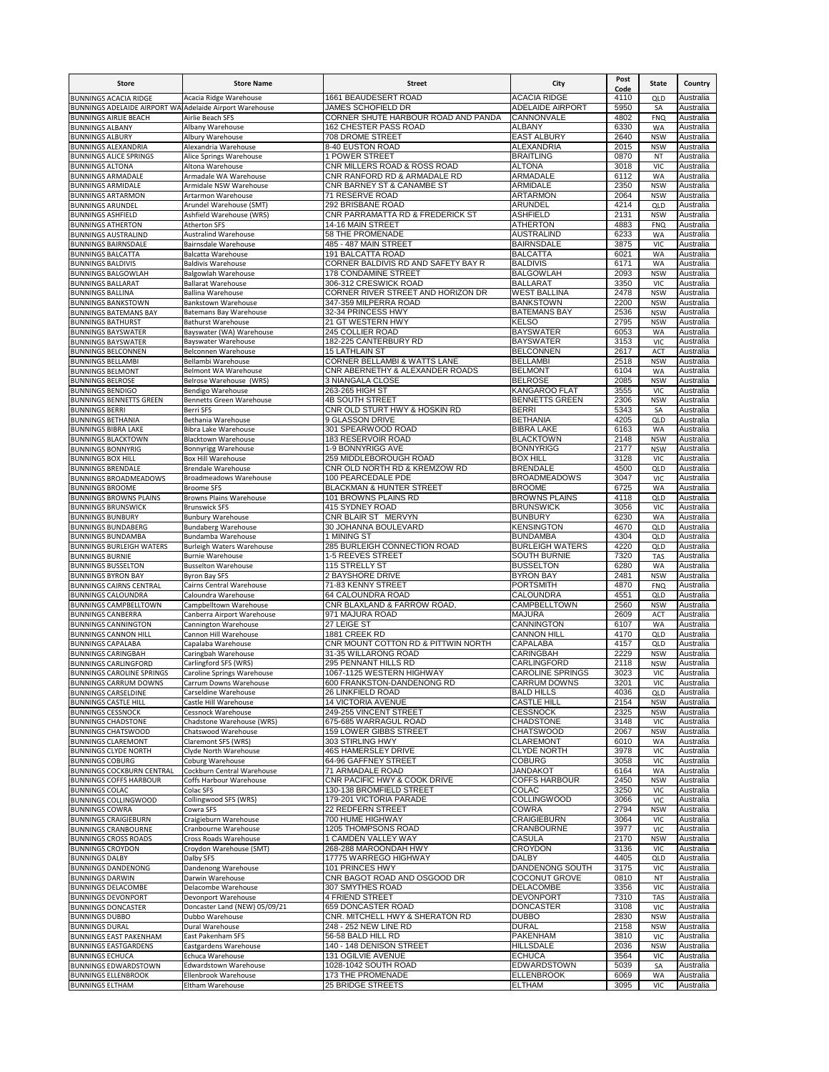| Store | Store Name | Street | City | Post Code | State | Country |
|---|---|---|---|---|---|---|
| BUNNINGS ACACIA RIDGE | Acacia Ridge Warehouse | 1661 BEAUDESERT ROAD | ACACIA RIDGE | 4110 | QLD | Australia |
| BUNNINGS ADELAIDE AIRPORT WA | Adelaide Airport Warehouse | JAMES SCHOFIELD DR | ADELAIDE AIRPORT | 5950 | SA | Australia |
| BUNNINGS AIRLIE BEACH | Airlie Beach SFS | CORNER SHUTE HARBOUR ROAD AND PANDA | CANNONVALE | 4802 | FNQ | Australia |
| BUNNINGS ALBANY | Albany Warehouse | 162 CHESTER PASS ROAD | ALBANY | 6330 | WA | Australia |
| BUNNINGS ALBURY | Albury Warehouse | 708 DROME STREET | EAST ALBURY | 2640 | NSW | Australia |
| BUNNINGS ALEXANDRIA | Alexandria Warehouse | 8-40 EUSTON ROAD | ALEXANDRIA | 2015 | NSW | Australia |
| BUNNINGS ALICE SPRINGS | Alice Springs Warehouse | 1 POWER STREET | BRAITLING | 0870 | NT | Australia |
| BUNNINGS ALTONA | Altona Warehouse | CNR MILLERS ROAD & ROSS ROAD | ALTONA | 3018 | VIC | Australia |
| BUNNINGS ARMADALE | Armadale WA Warehouse | CNR RANFORD RD & ARMADALE RD | ARMADALE | 6112 | WA | Australia |
| BUNNINGS ARMIDALE | Armidale NSW Warehouse | CNR BARNEY ST & CANAMBE ST | ARMIDALE | 2350 | NSW | Australia |
| BUNNINGS ARTARMON | Artarmon Warehouse | 71 RESERVE ROAD | ARTARMON | 2064 | NSW | Australia |
| BUNNINGS ARUNDEL | Arundel Warehouse (SMT) | 292 BRISBANE ROAD | ARUNDEL | 4214 | QLD | Australia |
| BUNNINGS ASHFIELD | Ashfield Warehouse (WRS) | CNR PARRAMATTA RD & FREDERICK ST | ASHFIELD | 2131 | NSW | Australia |
| BUNNINGS ATHERTON | Atherton SFS | 14-16 MAIN STREET | ATHERTON | 4883 | FNQ | Australia |
| BUNNINGS AUSTRALIND | Australind Warehouse | 58 THE PROMENADE | AUSTRALIND | 6233 | WA | Australia |
| BUNNINGS BAIRNSDALE | Bairnsdale Warehouse | 485 - 487 MAIN STREET | BAIRNSDALE | 3875 | VIC | Australia |
| BUNNINGS BALCATTA | Balcatta Warehouse | 191 BALCATTA ROAD | BALCATTA | 6021 | WA | Australia |
| BUNNINGS BALDIVIS | Baldivis Warehouse | CORNER BALDIVIS RD AND SAFETY BAY R | BALDIVIS | 6171 | WA | Australia |
| BUNNINGS BALGOWLAH | Balgowlah Warehouse | 178 CONDAMINE STREET | BALGOWLAH | 2093 | NSW | Australia |
| BUNNINGS BALLARAT | Ballarat Warehouse | 306-312 CRESWICK ROAD | BALLARAT | 3350 | VIC | Australia |
| BUNNINGS BALLINA | Ballina Warehouse | CORNER RIVER STREET AND HORIZON DR | WEST BALLINA | 2478 | NSW | Australia |
| BUNNINGS BANKSTOWN | Bankstown Warehouse | 347-359 MILPERRA ROAD | BANKSTOWN | 2200 | NSW | Australia |
| BUNNINGS BATEMANS BAY | Batemans Bay Warehouse | 32-34 PRINCESS HWY | BATEMANS BAY | 2536 | NSW | Australia |
| BUNNINGS BATHURST | Bathurst Warehouse | 21 GT WESTERN HWY | KELSO | 2795 | NSW | Australia |
| BUNNINGS BAYSWATER | Bayswater (WA) Warehouse | 245 COLLIER ROAD | BAYSWATER | 6053 | WA | Australia |
| BUNNINGS BAYSWATER | Bayswater Warehouse | 182-225 CANTERBURY RD | BAYSWATER | 3153 | VIC | Australia |
| BUNNINGS BELCONNEN | Belconnen Warehouse | 15 LATHLAIN ST | BELCONNEN | 2617 | ACT | Australia |
| BUNNINGS BELLAMBI | Bellambi Warehouse | CORNER BELLAMBI & WATTS LANE | BELLAMBI | 2518 | NSW | Australia |
| BUNNINGS BELMONT | Belmont WA Warehouse | CNR ABERNETHY & ALEXANDER ROADS | BELMONT | 6104 | WA | Australia |
| BUNNINGS BELROSE | Belrose Warehouse (WRS) | 3 NIANGALA CLOSE | BELROSE | 2085 | NSW | Australia |
| BUNNINGS BENDIGO | Bendigo Warehouse | 263-265 HIGH ST | KANGAROO FLAT | 3555 | VIC | Australia |
| BUNNINGS BENNETTS GREEN | Bennetts Green Warehouse | 4B SOUTH STREET | BENNETTS GREEN | 2306 | NSW | Australia |
| BUNNINGS BERRI | Berri SFS | CNR OLD STURT HWY & HOSKIN RD | BERRI | 5343 | SA | Australia |
| BUNNINGS BETHANIA | Bethania Warehouse | 9 GLASSON DRIVE | BETHANIA | 4205 | QLD | Australia |
| BUNNINGS BIBRA LAKE | Bibra Lake Warehouse | 301 SPEARWOOD ROAD | BIBRA LAKE | 6163 | WA | Australia |
| BUNNINGS BLACKTOWN | Blacktown Warehouse | 183 RESERVOIR ROAD | BLACKTOWN | 2148 | NSW | Australia |
| BUNNINGS BONNYRIG | Bonnyrigg Warehouse | 1-9 BONNYRIGG AVE | BONNYRIGG | 2177 | NSW | Australia |
| BUNNINGS BOX HILL | Box Hill Warehouse | 259 MIDDLEBOROUGH ROAD | BOX HILL | 3128 | VIC | Australia |
| BUNNINGS BRENDALE | Brendale Warehouse | CNR OLD NORTH RD & KREMZOW RD | BRENDALE | 4500 | QLD | Australia |
| BUNNINGS BROADMEADOWS | Broadmeadows Warehouse | 100 PEARCEDALE PDE | BROADMEADOWS | 3047 | VIC | Australia |
| BUNNINGS BROOME | Broome SFS | BLACKMAN & HUNTER STREET | BROOME | 6725 | WA | Australia |
| BUNNINGS BROWNS PLAINS | Browns Plains Warehouse | 101 BROWNS PLAINS RD | BROWNS PLAINS | 4118 | QLD | Australia |
| BUNNINGS BRUNSWICK | Brunswick SFS | 415 SYDNEY ROAD | BRUNSWICK | 3056 | VIC | Australia |
| BUNNINGS BUNBURY | Bunbury Warehouse | CNR BLAIR ST  MERVYN | BUNBURY | 6230 | WA | Australia |
| BUNNINGS BUNDABERG | Bundaberg Warehouse | 30 JOHANNA BOULEVARD | KENSINGTON | 4670 | QLD | Australia |
| BUNNINGS BUNDAMBA | Bundamba Warehouse | 1 MINING ST | BUNDAMBA | 4304 | QLD | Australia |
| BUNNINGS BURLEIGH WATERS | Burleigh Waters Warehouse | 285 BURLEIGH CONNECTION ROAD | BURLEIGH WATERS | 4220 | QLD | Australia |
| BUNNINGS BURNIE | Burnie Warehouse | 1-5 REEVES STREET | SOUTH BURNIE | 7320 | TAS | Australia |
| BUNNINGS BUSSELTON | Busselton Warehouse | 115 STRELLY ST | BUSSELTON | 6280 | WA | Australia |
| BUNNINGS BYRON BAY | Byron Bay SFS | 2 BAYSHORE DRIVE | BYRON BAY | 2481 | NSW | Australia |
| BUNNINGS CAIRNS CENTRAL | Cairns Central Warehouse | 71-83 KENNY STREET | PORTSMITH | 4870 | FNQ | Australia |
| BUNNINGS CALOUNDRA | Caloundra Warehouse | 64 CALOUNDRA ROAD | CALOUNDRA | 4551 | QLD | Australia |
| BUNNINGS CAMPBELLTOWN | Campbelltown Warehouse | CNR BLAXLAND & FARROW ROAD, | CAMPBELLTOWN | 2560 | NSW | Australia |
| BUNNINGS CANBERRA | Canberra Airport Warehouse | 971 MAJURA ROAD | MAJURA | 2609 | ACT | Australia |
| BUNNINGS CANNINGTON | Cannington Warehouse | 27 LEIGE ST | CANNINGTON | 6107 | WA | Australia |
| BUNNINGS CANNON HILL | Cannon Hill Warehouse | 1881 CREEK RD | CANNON HILL | 4170 | QLD | Australia |
| BUNNINGS CAPALABA | Capalaba Warehouse | CNR MOUNT COTTON RD & PITTWIN NORTH | CAPALABA | 4157 | QLD | Australia |
| BUNNINGS CARINGBAH | Caringbah Warehouse | 31-35 WILLARONG ROAD | CARINGBAH | 2229 | NSW | Australia |
| BUNNINGS CARLINGFORD | Carlingford SFS (WRS) | 295 PENNANT HILLS RD | CARLINGFORD | 2118 | NSW | Australia |
| BUNNINGS CAROLINE SPRINGS | Caroline Springs Warehouse | 1067-1125 WESTERN HIGHWAY | CAROLINE SPRINGS | 3023 | VIC | Australia |
| BUNNINGS CARRUM DOWNS | Carrum Downs Warehouse | 600 FRANKSTON-DANDENONG RD | CARRUM DOWNS | 3201 | VIC | Australia |
| BUNNINGS CARSELDINE | Carseldine Warehouse | 26 LINKFIELD ROAD | BALD HILLS | 4036 | QLD | Australia |
| BUNNINGS CASTLE HILL | Castle Hill Warehouse | 14 VICTORIA AVENUE | CASTLE HILL | 2154 | NSW | Australia |
| BUNNINGS CESSNOCK | Cessnock Warehouse | 249-255 VINCENT STREET | CESSNOCK | 2325 | NSW | Australia |
| BUNNINGS CHADSTONE | Chadstone Warehouse (WRS) | 675-685 WARRAGUL ROAD | CHADSTONE | 3148 | VIC | Australia |
| BUNNINGS CHATSWOOD | Chatswood Warehouse | 159 LOWER GIBBS STREET | CHATSWOOD | 2067 | NSW | Australia |
| BUNNINGS CLAREMONT | Claremont SFS (WRS) | 303 STIRLING HWY | CLAREMONT | 6010 | WA | Australia |
| BUNNINGS CLYDE NORTH | Clyde North Warehouse | 46S HAMERSLEY DRIVE | CLYDE NORTH | 3978 | VIC | Australia |
| BUNNINGS COBURG | Coburg Warehouse | 64-96 GAFFNEY STREET | COBURG | 3058 | VIC | Australia |
| BUNNINGS COCKBURN CENTRAL | Cockburn Central Warehouse | 71 ARMADALE ROAD | JANDAKOT | 6164 | WA | Australia |
| BUNNINGS COFFS HARBOUR | Coffs Harbour Warehouse | CNR PACIFIC HWY & COOK DRIVE | COFFS HARBOUR | 2450 | NSW | Australia |
| BUNNINGS COLAC | Colac SFS | 130-138 BROMFIELD STREET | COLAC | 3250 | VIC | Australia |
| BUNNINGS COLLINGWOOD | Collingwood SFS (WRS) | 179-201 VICTORIA PARADE | COLLINGWOOD | 3066 | VIC | Australia |
| BUNNINGS COWRA | Cowra SFS | 22 REDFERN STREET | COWRA | 2794 | NSW | Australia |
| BUNNINGS CRAIGIEBURN | Craigieburn Warehouse | 700 HUME HIGHWAY | CRAIGIEBURN | 3064 | VIC | Australia |
| BUNNINGS CRANBOURNE | Cranbourne Warehouse | 1205 THOMPSONS ROAD | CRANBOURNE | 3977 | VIC | Australia |
| BUNNINGS CROSS ROADS | Cross Roads Warehouse | 1 CAMDEN VALLEY WAY | CASULA | 2170 | NSW | Australia |
| BUNNINGS CROYDON | Croydon Warehouse (SMT) | 268-288 MAROONDAH HWY | CROYDON | 3136 | VIC | Australia |
| BUNNINGS DALBY | Dalby SFS | 17775 WARREGO HIGHWAY | DALBY | 4405 | QLD | Australia |
| BUNNINGS DANDENONG | Dandenong Warehouse | 101 PRINCES HWY | DANDENONG SOUTH | 3175 | VIC | Australia |
| BUNNINGS DARWIN | Darwin Warehouse | CNR BAGOT ROAD AND OSGOOD DR | COCONUT GROVE | 0810 | NT | Australia |
| BUNNINGS DELACOMBE | Delacombe Warehouse | 307 SMYTHES ROAD | DELACOMBE | 3356 | VIC | Australia |
| BUNNINGS DEVONPORT | Devonport Warehouse | 4 FRIEND STREET | DEVONPORT | 7310 | TAS | Australia |
| BUNNINGS DONCASTER | Doncaster Land (NEW) 05/09/21 | 659 DONCASTER ROAD | DONCASTER | 3108 | VIC | Australia |
| BUNNINGS DUBBO | Dubbo Warehouse | CNR. MITCHELL HWY & SHERATON RD | DUBBO | 2830 | NSW | Australia |
| BUNNINGS DURAL | Dural Warehouse | 248 - 252 NEW LINE RD | DURAL | 2158 | NSW | Australia |
| BUNNINGS EAST PAKENHAM | East Pakenham SFS | 56-58 BALD HILL RD | PAKENHAM | 3810 | VIC | Australia |
| BUNNINGS EASTGARDENS | Eastgardens Warehouse | 140 - 148 DENISON STREET | HILLSDALE | 2036 | NSW | Australia |
| BUNNINGS ECHUCA | Echuca Warehouse | 131 OGILVIE AVENUE | ECHUCA | 3564 | VIC | Australia |
| BUNNINGS EDWARDSTOWN | Edwardstown Warehouse | 1028-1042 SOUTH ROAD | EDWARDSTOWN | 5039 | SA | Australia |
| BUNNINGS ELLENBROOK | Ellenbrook Warehouse | 173 THE PROMENADE | ELLENBROOK | 6069 | WA | Australia |
| BUNNINGS ELTHAM | Eltham Warehouse | 25 BRIDGE STREETS | ELTHAM | 3095 | VIC | Australia |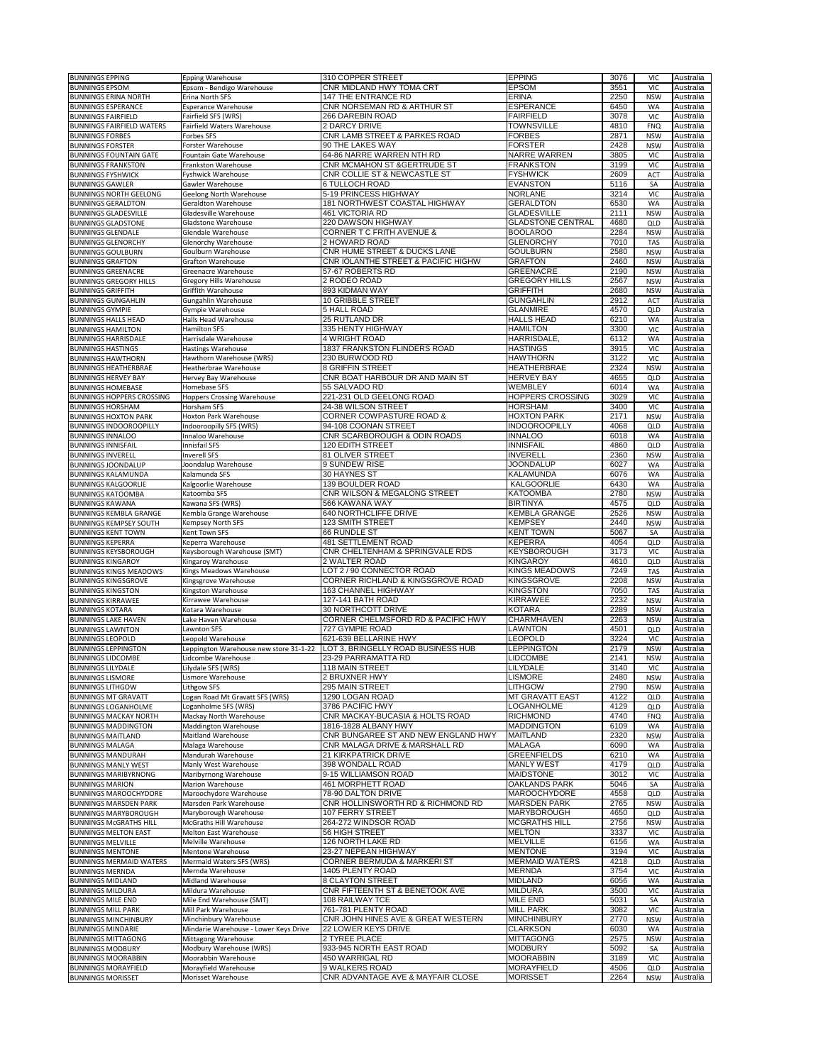| | | | | | | |
|---|---|---|---|---|---|---|
| BUNNINGS EPPING | Epping Warehouse | 310 COPPER STREET | EPPING | 3076 | VIC | Australia |
| BUNNINGS EPSOM | Epsom - Bendigo Warehouse | CNR MIDLAND HWY TOMA CRT | EPSOM | 3551 | VIC | Australia |
| BUNNINGS ERINA NORTH | Erina North SFS | 147 THE ENTRANCE RD | ERINA | 2250 | NSW | Australia |
| BUNNINGS ESPERANCE | Esperance Warehouse | CNR NORSEMAN RD & ARTHUR ST | ESPERANCE | 6450 | WA | Australia |
| BUNNINGS FAIRFIELD | Fairfield SFS (WRS) | 266 DAREBIN ROAD | FAIRFIELD | 3078 | VIC | Australia |
| BUNNINGS FAIRFIELD WATERS | Fairfield Waters Warehouse | 2 DARCY DRIVE | TOWNSVILLE | 4810 | FNQ | Australia |
| BUNNINGS FORBES | Forbes SFS | CNR LAMB STREET & PARKES ROAD | FORBES | 2871 | NSW | Australia |
| BUNNINGS FORSTER | Forster Warehouse | 90 THE LAKES WAY | FORSTER | 2428 | NSW | Australia |
| BUNNINGS FOUNTAIN GATE | Fountain Gate Warehouse | 64-86 NARRE WARREN NTH RD | NARRE WARREN | 3805 | VIC | Australia |
| BUNNINGS FRANKSTON | Frankston Warehouse | CNR MCMAHON ST &GERTRUDE ST | FRANKSTON | 3199 | VIC | Australia |
| BUNNINGS FYSHWICK | Fyshwick Warehouse | CNR COLLIE ST & NEWCASTLE ST | FYSHWICK | 2609 | ACT | Australia |
| BUNNINGS GAWLER | Gawler Warehouse | 6 TULLOCH ROAD | EVANSTON | 5116 | SA | Australia |
| BUNNINGS NORTH GEELONG | Geelong North Warehouse | 5-19 PRINCESS HIGHWAY | NORLANE | 3214 | VIC | Australia |
| BUNNINGS GERALDTON | Geraldton Warehouse | 181 NORTHWEST COASTAL HIGHWAY | GERALDTON | 6530 | WA | Australia |
| BUNNINGS GLADESVILLE | Gladesville Warehouse | 461 VICTORIA RD | GLADESVILLE | 2111 | NSW | Australia |
| BUNNINGS GLADSTONE | Gladstone Warehouse | 220 DAWSON HIGHWAY | GLADSTONE CENTRAL | 4680 | QLD | Australia |
| BUNNINGS GLENDALE | Glendale Warehouse | CORNER T C FRITH AVENUE & | BOOLAROO | 2284 | NSW | Australia |
| BUNNINGS GLENORCHY | Glenorchy Warehouse | 2 HOWARD ROAD | GLENORCHY | 7010 | TAS | Australia |
| BUNNINGS GOULBURN | Goulburn Warehouse | CNR HUME STREET & DUCKS LANE | GOULBURN | 2580 | NSW | Australia |
| BUNNINGS GRAFTON | Grafton Warehouse | CNR IOLANTHE STREET & PACIFIC HIGHW | GRAFTON | 2460 | NSW | Australia |
| BUNNINGS GREENACRE | Greenacre Warehouse | 57-67 ROBERTS RD | GREENACRE | 2190 | NSW | Australia |
| BUNNINGS GREGORY HILLS | Gregory Hills Warehouse | 2 RODEO ROAD | GREGORY HILLS | 2567 | NSW | Australia |
| BUNNINGS GRIFFITH | Griffith Warehouse | 893 KIDMAN WAY | GRIFFITH | 2680 | NSW | Australia |
| BUNNINGS GUNGAHLIN | Gungahlin Warehouse | 10 GRIBBLE STREET | GUNGAHLIN | 2912 | ACT | Australia |
| BUNNINGS GYMPIE | Gympie Warehouse | 5 HALL ROAD | GLANMIRE | 4570 | QLD | Australia |
| BUNNINGS HALLS HEAD | Halls Head Warehouse | 25 RUTLAND DR | HALLS HEAD | 6210 | WA | Australia |
| BUNNINGS HAMILTON | Hamilton SFS | 335 HENTY HIGHWAY | HAMILTON | 3300 | VIC | Australia |
| BUNNINGS HARRISDALE | Harrisdale Warehouse | 4 WRIGHT ROAD | HARRISDALE, | 6112 | WA | Australia |
| BUNNINGS HASTINGS | Hastings Warehouse | 1837 FRANKSTON FLINDERS ROAD | HASTINGS | 3915 | VIC | Australia |
| BUNNINGS HAWTHORN | Hawthorn Warehouse (WRS) | 230 BURWOOD RD | HAWTHORN | 3122 | VIC | Australia |
| BUNNINGS HEATHERBRAE | Heatherbrae Warehouse | 8 GRIFFIN STREET | HEATHERBRAE | 2324 | NSW | Australia |
| BUNNINGS HERVEY BAY | Hervey Bay Warehouse | CNR BOAT HARBOUR DR AND MAIN ST | HERVEY BAY | 4655 | QLD | Australia |
| BUNNINGS HOMEBASE | Homebase SFS | 55 SALVADO RD | WEMBLEY | 6014 | WA | Australia |
| BUNNINGS HOPPERS CROSSING | Hoppers Crossing Warehouse | 221-231 OLD GEELONG ROAD | HOPPERS CROSSING | 3029 | VIC | Australia |
| BUNNINGS HORSHAM | Horsham SFS | 24-38 WILSON STREET | HORSHAM | 3400 | VIC | Australia |
| BUNNINGS HOXTON PARK | Hoxton Park Warehouse | CORNER COWPASTURE ROAD & | HOXTON PARK | 2171 | NSW | Australia |
| BUNNINGS INDOOROOPILLY | Indooroopilly SFS (WRS) | 94-108 COONAN STREET | INDOOROOPILLY | 4068 | QLD | Australia |
| BUNNINGS INNALOO | Innaloo Warehouse | CNR SCARBOROUGH & ODIN ROADS | INNALOO | 6018 | WA | Australia |
| BUNNINGS INNISFAIL | Innisfail SFS | 120 EDITH STREET | INNISFAIL | 4860 | QLD | Australia |
| BUNNINGS INVERELL | Inverell SFS | 81 OLIVER STREET | INVERELL | 2360 | NSW | Australia |
| BUNNINGS JOONDALUP | Joondalup Warehouse | 9 SUNDEW RISE | JOONDALUP | 6027 | WA | Australia |
| BUNNINGS KALAMUNDA | Kalamunda SFS | 30 HAYNES ST | KALAMUNDA | 6076 | WA | Australia |
| BUNNINGS KALGOORLIE | Kalgoorlie Warehouse | 139 BOULDER ROAD | KALGOORLIE | 6430 | WA | Australia |
| BUNNINGS KATOOMBA | Katoomba SFS | CNR WILSON & MEGALONG STREET | KATOOMBA | 2780 | NSW | Australia |
| BUNNINGS KAWANA | Kawana SFS (WRS) | 566 KAWANA WAY | BIRTINYA | 4575 | QLD | Australia |
| BUNNINGS KEMBLA GRANGE | Kembla Grange Warehouse | 640 NORTHCLIFFE DRIVE | KEMBLA GRANGE | 2526 | NSW | Australia |
| BUNNINGS KEMPSEY SOUTH | Kempsey North SFS | 123 SMITH STREET | KEMPSEY | 2440 | NSW | Australia |
| BUNNINGS KENT TOWN | Kent Town SFS | 66 RUNDLE ST | KENT TOWN | 5067 | SA | Australia |
| BUNNINGS KEPERRA | Keperra Warehouse | 481 SETTLEMENT ROAD | KEPERRA | 4054 | QLD | Australia |
| BUNNINGS KEYSBOROUGH | Keysborough Warehouse (SMT) | CNR CHELTENHAM & SPRINGVALE RDS | KEYSBOROUGH | 3173 | VIC | Australia |
| BUNNINGS KINGAROY | Kingaroy Warehouse | 2 WALTER ROAD | KINGAROY | 4610 | QLD | Australia |
| BUNNINGS KINGS MEADOWS | Kings Meadows Warehouse | LOT 2 / 90 CONNECTOR ROAD | KINGS MEADOWS | 7249 | TAS | Australia |
| BUNNINGS KINGSGROVE | Kingsgrove Warehouse | CORNER RICHLAND & KINGSGROVE ROAD | KINGSGROVE | 2208 | NSW | Australia |
| BUNNINGS KINGSTON | Kingston Warehouse | 163 CHANNEL HIGHWAY | KINGSTON | 7050 | TAS | Australia |
| BUNNINGS KIRRAWEE | Kirrawee Warehouse | 127-141 BATH ROAD | KIRRAWEE | 2232 | NSW | Australia |
| BUNNINGS KOTARA | Kotara Warehouse | 30 NORTHCOTT DRIVE | KOTARA | 2289 | NSW | Australia |
| BUNNINGS LAKE HAVEN | Lake Haven Warehouse | CORNER CHELMSFORD RD & PACIFIC HWY | CHARMHAVEN | 2263 | NSW | Australia |
| BUNNINGS LAWNTON | Lawnton SFS | 727 GYMPIE ROAD | LAWNTON | 4501 | QLD | Australia |
| BUNNINGS LEOPOLD | Leopold Warehouse | 621-639 BELLARINE HWY | LEOPOLD | 3224 | VIC | Australia |
| BUNNINGS LEPPINGTON | Leppington Warehouse new store 31-1-22 | LOT 3, BRINGELLY ROAD BUSINESS HUB | LEPPINGTON | 2179 | NSW | Australia |
| BUNNINGS LIDCOMBE | Lidcombe Warehouse | 23-29 PARRAMATTA RD | LIDCOMBE | 2141 | NSW | Australia |
| BUNNINGS LILYDALE | Lilydale SFS (WRS) | 118 MAIN STREET | LILYDALE | 3140 | VIC | Australia |
| BUNNINGS LISMORE | Lismore Warehouse | 2 BRUXNER HWY | LISMORE | 2480 | NSW | Australia |
| BUNNINGS LITHGOW | Lithgow SFS | 295 MAIN STREET | LITHGOW | 2790 | NSW | Australia |
| BUNNINGS MT GRAVATT | Logan Road Mt Gravatt SFS (WRS) | 1290 LOGAN ROAD | MT GRAVATT EAST | 4122 | QLD | Australia |
| BUNNINGS LOGANHOLME | Loganholme SFS (WRS) | 3786 PACIFIC HWY | LOGANHOLME | 4129 | QLD | Australia |
| BUNNINGS MACKAY NORTH | Mackay North Warehouse | CNR MACKAY-BUCASIA & HOLTS ROAD | RICHMOND | 4740 | FNQ | Australia |
| BUNNINGS MADDINGTON | Maddington Warehouse | 1816-1828 ALBANY HWY | MADDINGTON | 6109 | WA | Australia |
| BUNNINGS MAITLAND | Maitland Warehouse | CNR BUNGAREE ST AND NEW ENGLAND HWY | MAITLAND | 2320 | NSW | Australia |
| BUNNINGS MALAGA | Malaga Warehouse | CNR MALAGA DRIVE & MARSHALL RD | MALAGA | 6090 | WA | Australia |
| BUNNINGS MANDURAH | Mandurah Warehouse | 21 KIRKPATRICK DRIVE | GREENFIELDS | 6210 | WA | Australia |
| BUNNINGS MANLY WEST | Manly West Warehouse | 398 WONDALL ROAD | MANLY WEST | 4179 | QLD | Australia |
| BUNNINGS MARIBYRNONG | Maribyrnong Warehouse | 9-15 WILLIAMSON ROAD | MAIDSTONE | 3012 | VIC | Australia |
| BUNNINGS MARION | Marion Warehouse | 461 MORPHETT ROAD | OAKLANDS PARK | 5046 | SA | Australia |
| BUNNINGS MAROOCHYDORE | Maroochydore Warehouse | 78-90 DALTON DRIVE | MAROOCHYDORE | 4558 | QLD | Australia |
| BUNNINGS MARSDEN PARK | Marsden Park Warehouse | CNR HOLLINSWORTH RD & RICHMOND RD | MARSDEN PARK | 2765 | NSW | Australia |
| BUNNINGS MARYBOROUGH | Maryborough Warehouse | 107 FERRY STREET | MARYBOROUGH | 4650 | QLD | Australia |
| BUNNINGS McGRATHS HILL | McGraths Hill Warehouse | 264-272 WINDSOR ROAD | MCGRATHS HILL | 2756 | NSW | Australia |
| BUNNINGS MELTON EAST | Melton East Warehouse | 56 HIGH STREET | MELTON | 3337 | VIC | Australia |
| BUNNINGS MELVILLE | Melville Warehouse | 126 NORTH LAKE RD | MELVILLE | 6156 | WA | Australia |
| BUNNINGS MENTONE | Mentone Warehouse | 23-27 NEPEAN HIGHWAY | MENTONE | 3194 | VIC | Australia |
| BUNNINGS MERMAID WATERS | Mermaid Waters SFS (WRS) | CORNER BERMUDA & MARKERI ST | MERMAID WATERS | 4218 | QLD | Australia |
| BUNNINGS MERNDA | Mernda Warehouse | 1405 PLENTY ROAD | MERNDA | 3754 | VIC | Australia |
| BUNNINGS MIDLAND | Midland Warehouse | 8 CLAYTON STREET | MIDLAND | 6056 | WA | Australia |
| BUNNINGS MILDURA | Mildura Warehouse | CNR FIFTEENTH ST & BENETOOK AVE | MILDURA | 3500 | VIC | Australia |
| BUNNINGS MILE END | Mile End Warehouse (SMT) | 108 RAILWAY TCE | MILE END | 5031 | SA | Australia |
| BUNNINGS MILL PARK | Mill Park Warehouse | 761-781 PLENTY ROAD | MILL PARK | 3082 | VIC | Australia |
| BUNNINGS MINCHINBURY | Minchinbury Warehouse | CNR JOHN HINES AVE & GREAT WESTERN | MINCHINBURY | 2770 | NSW | Australia |
| BUNNINGS MINDARIE | Mindarie Warehouse - Lower Keys Drive | 22 LOWER KEYS DRIVE | CLARKSON | 6030 | WA | Australia |
| BUNNINGS MITTAGONG | Mittagong Warehouse | 2 TYREE PLACE | MITTAGONG | 2575 | NSW | Australia |
| BUNNINGS MODBURY | Modbury Warehouse (WRS) | 933-945 NORTH EAST ROAD | MODBURY | 5092 | SA | Australia |
| BUNNINGS MOORABBIN | Moorabbin Warehouse | 450 WARRIGAL RD | MOORABBIN | 3189 | VIC | Australia |
| BUNNINGS MORAYFIELD | Morayfield Warehouse | 9 WALKERS ROAD | MORAYFIELD | 4506 | QLD | Australia |
| BUNNINGS MORISSET | Morisset Warehouse | CNR ADVANTAGE AVE & MAYFAIR CLOSE | MORISSET | 2264 | NSW | Australia |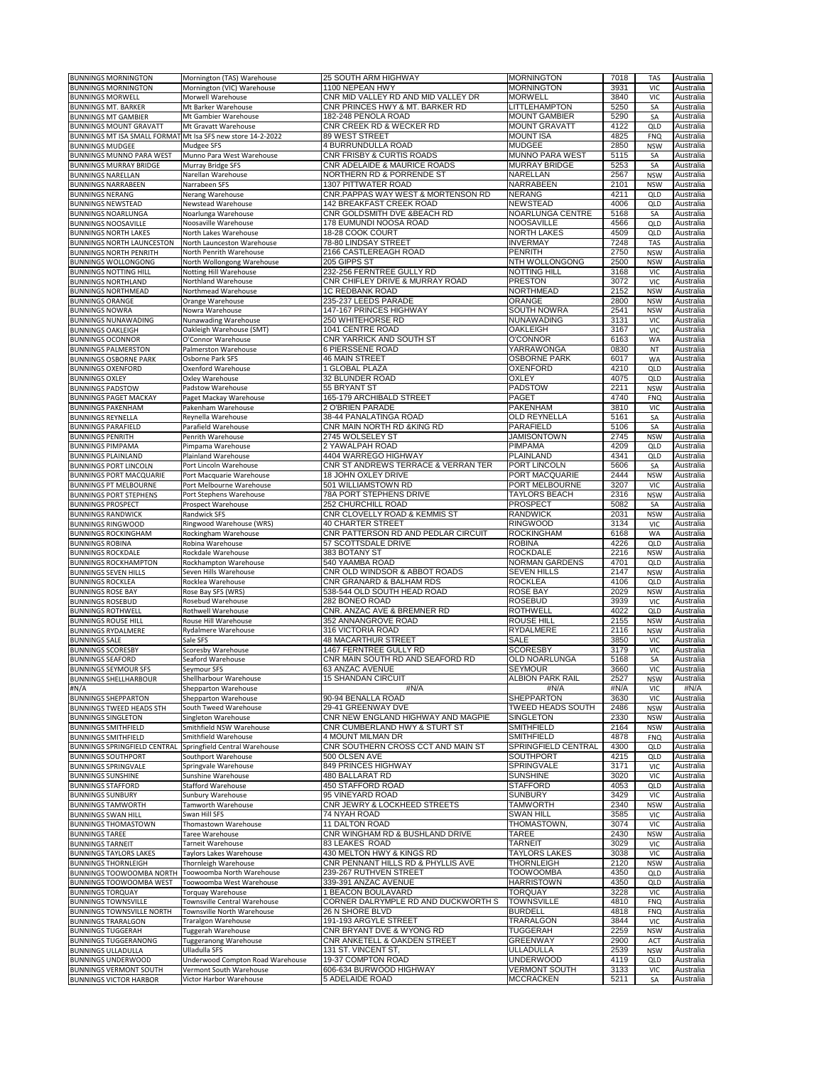| | | | | | | |
|---|---|---|---|---|---|---|
| BUNNINGS MORNINGTON | Mornington (TAS) Warehouse | 25 SOUTH ARM HIGHWAY | MORNINGTON | 7018 | TAS | Australia |
| BUNNINGS MORNINGTON | Mornington (VIC) Warehouse | 1100 NEPEAN HWY | MORNINGTON | 3931 | VIC | Australia |
| BUNNINGS MORWELL | Morwell Warehouse | CNR MID VALLEY RD AND MID VALLEY DR | MORWELL | 3840 | VIC | Australia |
| BUNNINGS MT. BARKER | Mt Barker Warehouse | CNR PRINCES HWY & MT. BARKER RD | LITTLEHAMPTON | 5250 | SA | Australia |
| BUNNINGS MT GAMBIER | Mt Gambier Warehouse | 182-248 PENOLA ROAD | MOUNT GAMBIER | 5290 | SA | Australia |
| BUNNINGS MOUNT GRAVATT | Mt Gravatt Warehouse | CNR CREEK RD & WECKER RD | MOUNT GRAVATT | 4122 | QLD | Australia |
| BUNNINGS MT ISA SMALL FORMAT | Mt Isa SFS new store 14-2-2022 | 89 WEST STREET | MOUNT ISA | 4825 | FNQ | Australia |
| BUNNINGS MUDGEE | Mudgee SFS | 4 BURRUNDULLA ROAD | MUDGEE | 2850 | NSW | Australia |
| BUNNINGS MUNNO PARA WEST | Munno Para West Warehouse | CNR FRISBY & CURTIS ROADS | MUNNO PARA WEST | 5115 | SA | Australia |
| BUNNINGS MURRAY BRIDGE | Murray Bridge SFS | CNR ADELAIDE & MAURICE ROADS | MURRAY BRIDGE | 5253 | SA | Australia |
| BUNNINGS NARELLAN | Narellan Warehouse | NORTHERN RD & PORRENDE ST | NARELLAN | 2567 | NSW | Australia |
| BUNNINGS NARRABEEN | Narrabeen SFS | 1307 PITTWATER ROAD | NARRABEEN | 2101 | NSW | Australia |
| BUNNINGS NERANG | Nerang Warehouse | CNR.PAPPAS WAY WEST & MORTENSON RD | NERANG | 4211 | QLD | Australia |
| BUNNINGS NEWSTEAD | Newstead Warehouse | 142 BREAKFAST CREEK ROAD | NEWSTEAD | 4006 | QLD | Australia |
| BUNNINGS NOARLUNGA | Noarlunga Warehouse | CNR GOLDSMITH DVE &BEACH RD | NOARLUNGA CENTRE | 5168 | SA | Australia |
| BUNNINGS NOOSAVILLE | Noosaville Warehouse | 178 EUMUNDI NOOSA ROAD | NOOSAVILLE | 4566 | QLD | Australia |
| BUNNINGS NORTH LAKES | North Lakes Warehouse | 18-28 COOK COURT | NORTH LAKES | 4509 | QLD | Australia |
| BUNNINGS NORTH LAUNCESTON | North Launceston Warehouse | 78-80 LINDSAY STREET | INVERMAY | 7248 | TAS | Australia |
| BUNNINGS NORTH PENRITH | North Penrith Warehouse | 2166 CASTLEREAGH ROAD | PENRITH | 2750 | NSW | Australia |
| BUNNINGS WOLLONGONG | North Wollongong Warehouse | 205 GIPPS ST | NTH WOLLONGONG | 2500 | NSW | Australia |
| BUNNINGS NOTTING HILL | Notting Hill Warehouse | 232-256 FERNTREE GULLY RD | NOTTING HILL | 3168 | VIC | Australia |
| BUNNINGS NORTHLAND | Northland Warehouse | CNR CHIFLEY DRIVE & MURRAY ROAD | PRESTON | 3072 | VIC | Australia |
| BUNNINGS NORTHMEAD | Northmead Warehouse | 1C REDBANK ROAD | NORTHMEAD | 2152 | NSW | Australia |
| BUNNINGS ORANGE | Orange Warehouse | 235-237 LEEDS PARADE | ORANGE | 2800 | NSW | Australia |
| BUNNINGS NOWRA | Nowra Warehouse | 147-167 PRINCES HIGHWAY | SOUTH NOWRA | 2541 | NSW | Australia |
| BUNNINGS NUNAWADING | Nunawading Warehouse | 250 WHITEHORSE RD | NUNAWADING | 3131 | VIC | Australia |
| BUNNINGS OAKLEIGH | Oakleigh Warehouse (SMT) | 1041 CENTRE ROAD | OAKLEIGH | 3167 | VIC | Australia |
| BUNNINGS OCONNOR | O'Connor Warehouse | CNR YARRICK AND SOUTH ST | O'CONNOR | 6163 | WA | Australia |
| BUNNINGS PALMERSTON | Palmerston Warehouse | 6 PIERSSENE ROAD | YARRAWONGA | 0830 | NT | Australia |
| BUNNINGS OSBORNE PARK | Osborne Park SFS | 46 MAIN STREET | OSBORNE PARK | 6017 | WA | Australia |
| BUNNINGS OXENFORD | Oxenford Warehouse | 1 GLOBAL PLAZA | OXENFORD | 4210 | QLD | Australia |
| BUNNINGS OXLEY | Oxley Warehouse | 32 BLUNDER ROAD | OXLEY | 4075 | QLD | Australia |
| BUNNINGS PADSTOW | Padstow Warehouse | 55 BRYANT ST | PADSTOW | 2211 | NSW | Australia |
| BUNNINGS PAGET MACKAY | Paget Mackay Warehouse | 165-179 ARCHIBALD STREET | PAGET | 4740 | FNQ | Australia |
| BUNNINGS PAKENHAM | Pakenham Warehouse | 2 O'BRIEN PARADE | PAKENHAM | 3810 | VIC | Australia |
| BUNNINGS REYNELLA | Reynella Warehouse | 38-44 PANALATINGA ROAD | OLD REYNELLA | 5161 | SA | Australia |
| BUNNINGS PARAFIELD | Parafield Warehouse | CNR MAIN NORTH RD &KING RD | PARAFIELD | 5106 | SA | Australia |
| BUNNINGS PENRITH | Penrith Warehouse | 2745 WOLSELEY ST | JAMISONTOWN | 2745 | NSW | Australia |
| BUNNINGS PIMPAMA | Pimpama Warehouse | 2 YAWALPAH ROAD | PIMPAMA | 4209 | QLD | Australia |
| BUNNINGS PLAINLAND | Plainland Warehouse | 4404 WARREGO HIGHWAY | PLAINLAND | 4341 | QLD | Australia |
| BUNNINGS PORT LINCOLN | Port Lincoln Warehouse | CNR ST ANDREWS TERRACE & VERRAN TER | PORT LINCOLN | 5606 | SA | Australia |
| BUNNINGS PORT MACQUARIE | Port Macquarie Warehouse | 18 JOHN OXLEY DRIVE | PORT MACQUARIE | 2444 | NSW | Australia |
| BUNNINGS PT MELBOURNE | Port Melbourne Warehouse | 501 WILLIAMSTOWN RD | PORT MELBOURNE | 3207 | VIC | Australia |
| BUNNINGS PORT STEPHENS | Port Stephens Warehouse | 78A PORT STEPHENS DRIVE | TAYLORS BEACH | 2316 | NSW | Australia |
| BUNNINGS PROSPECT | Prospect Warehouse | 252 CHURCHILL ROAD | PROSPECT | 5082 | SA | Australia |
| BUNNINGS RANDWICK | Randwick SFS | CNR CLOVELLY ROAD & KEMMIS ST | RANDWICK | 2031 | NSW | Australia |
| BUNNINGS RINGWOOD | Ringwood Warehouse (WRS) | 40 CHARTER STREET | RINGWOOD | 3134 | VIC | Australia |
| BUNNINGS ROCKINGHAM | Rockingham Warehouse | CNR PATTERSON RD AND PEDLAR CIRCUIT | ROCKINGHAM | 6168 | WA | Australia |
| BUNNINGS ROBINA | Robina Warehouse | 57 SCOTTSDALE DRIVE | ROBINA | 4226 | QLD | Australia |
| BUNNINGS ROCKDALE | Rockdale Warehouse | 383 BOTANY ST | ROCKDALE | 2216 | NSW | Australia |
| BUNNINGS ROCKHAMPTON | Rockhampton Warehouse | 540 YAAMBA ROAD | NORMAN GARDENS | 4701 | QLD | Australia |
| BUNNINGS SEVEN HILLS | Seven Hills Warehouse | CNR OLD WINDSOR & ABBOT ROADS | SEVEN HILLS | 2147 | NSW | Australia |
| BUNNINGS ROCKLEA | Rocklea Warehouse | CNR GRANARD & BALHAM RDS | ROCKLEA | 4106 | QLD | Australia |
| BUNNINGS ROSE BAY | Rose Bay SFS (WRS) | 538-544 OLD SOUTH HEAD ROAD | ROSE BAY | 2029 | NSW | Australia |
| BUNNINGS ROSEBUD | Rosebud Warehouse | 282 BONEO ROAD | ROSEBUD | 3939 | VIC | Australia |
| BUNNINGS ROTHWELL | Rothwell Warehouse | CNR. ANZAC AVE & BREMNER RD | ROTHWELL | 4022 | QLD | Australia |
| BUNNINGS ROUSE HILL | Rouse Hill Warehouse | 352 ANNANGROVE ROAD | ROUSE HILL | 2155 | NSW | Australia |
| BUNNINGS RYDALMERE | Rydalmere Warehouse | 316 VICTORIA ROAD | RYDALMERE | 2116 | NSW | Australia |
| BUNNINGS SALE | Sale SFS | 48 MACARTHUR STREET | SALE | 3850 | VIC | Australia |
| BUNNINGS SCORESBY | Scoresby Warehouse | 1467 FERNTREE GULLY RD | SCORESBY | 3179 | VIC | Australia |
| BUNNINGS SEAFORD | Seaford Warehouse | CNR MAIN SOUTH RD AND SEAFORD RD | OLD NOARLUNGA | 5168 | SA | Australia |
| BUNNINGS SEYMOUR SFS | Seymour SFS | 63 ANZAC AVENUE | SEYMOUR | 3660 | VIC | Australia |
| BUNNINGS SHELLHARBOUR | Shellharbour Warehouse | 15 SHANDAN CIRCUIT | ALBION PARK RAIL | 2527 | NSW | Australia |
| #N/A | Shepparton Warehouse | #N/A | #N/A | #N/A | VIC | #N/A |
| BUNNINGS SHEPPARTON | Shepparton Warehouse | 90-94 BENALLA ROAD | SHEPPARTON | 3630 | VIC | Australia |
| BUNNINGS TWEED HEADS STH | South Tweed Warehouse | 29-41 GREENWAY DVE | TWEED HEADS SOUTH | 2486 | NSW | Australia |
| BUNNINGS SINGLETON | Singleton Warehouse | CNR NEW ENGLAND HIGHWAY AND MAGPIE | SINGLETON | 2330 | NSW | Australia |
| BUNNINGS SMITHFIELD | Smithfield NSW Warehouse | CNR CUMBERLAND HWY & STURT ST | SMITHFIELD | 2164 | NSW | Australia |
| BUNNINGS SMITHFIELD | Smithfield Warehouse | 4 MOUNT MILMAN DR | SMITHFIELD | 4878 | FNQ | Australia |
| BUNNINGS SPRINGFIELD CENTRAL | Springfield Central Warehouse | CNR SOUTHERN CROSS CCT AND MAIN ST | SPRINGFIELD CENTRAL | 4300 | QLD | Australia |
| BUNNINGS SOUTHPORT | Southport Warehouse | 500 OLSEN AVE | SOUTHPORT | 4215 | QLD | Australia |
| BUNNINGS SPRINGVALE | Springvale Warehouse | 849 PRINCES HIGHWAY | SPRINGVALE | 3171 | VIC | Australia |
| BUNNINGS SUNSHINE | Sunshine Warehouse | 480 BALLARAT RD | SUNSHINE | 3020 | VIC | Australia |
| BUNNINGS STAFFORD | Stafford Warehouse | 450 STAFFORD ROAD | STAFFORD | 4053 | QLD | Australia |
| BUNNINGS SUNBURY | Sunbury Warehouse | 95 VINEYARD ROAD | SUNBURY | 3429 | VIC | Australia |
| BUNNINGS TAMWORTH | Tamworth Warehouse | CNR JEWRY & LOCKHEED STREETS | TAMWORTH | 2340 | NSW | Australia |
| BUNNINGS SWAN HILL | Swan Hill SFS | 74 NYAH ROAD | SWAN HILL | 3585 | VIC | Australia |
| BUNNINGS THOMASTOWN | Thomastown Warehouse | 11 DALTON ROAD | THOMASTOWN, | 3074 | VIC | Australia |
| BUNNINGS TAREE | Taree Warehouse | CNR WINGHAM RD & BUSHLAND DRIVE | TAREE | 2430 | NSW | Australia |
| BUNNINGS TARNEIT | Tarneit Warehouse | 83 LEAKES ROAD | TARNEIT | 3029 | VIC | Australia |
| BUNNINGS TAYLORS LAKES | Taylors Lakes Warehouse | 430 MELTON HWY & KINGS RD | TAYLORS LAKES | 3038 | VIC | Australia |
| BUNNINGS THORNLEIGH | Thornleigh Warehouse | CNR PENNANT HILLS RD & PHYLLIS AVE | THORNLEIGH | 2120 | NSW | Australia |
| BUNNINGS TOOWOOMBA NORTH | Toowoomba North Warehouse | 239-267 RUTHVEN STREET | TOOWOOMBA | 4350 | QLD | Australia |
| BUNNINGS TOOWOOMBA WEST | Toowoomba West Warehouse | 339-391 ANZAC AVENUE | HARRISTOWN | 4350 | QLD | Australia |
| BUNNINGS TORQUAY | Torquay Warehouse | 1 BEACON BOULAVARD | TORQUAY | 3228 | VIC | Australia |
| BUNNINGS TOWNSVILLE | Townsville Central Warehouse | CORNER DALRYMPLE RD AND DUCKWORTH S | TOWNSVILLE | 4810 | FNQ | Australia |
| BUNNINGS TOWNSVILLE NORTH | Townsville North Warehouse | 26 N SHORE BLVD | BURDELL | 4818 | FNQ | Australia |
| BUNNINGS TRARALGON | Traralgon Warehouse | 191-193 ARGYLE STREET | TRARALGON | 3844 | VIC | Australia |
| BUNNINGS TUGGERAH | Tuggerah Warehouse | CNR BRYANT DVE & WYONG RD | TUGGERAH | 2259 | NSW | Australia |
| BUNNINGS TUGGERANONG | Tuggeranong Warehouse | CNR ANKETELL & OAKDEN STREET | GREENWAY | 2900 | ACT | Australia |
| BUNNINGS ULLADULLA | Ulladulla SFS | 131 ST. VINCENT ST, | ULLADULLA | 2539 | NSW | Australia |
| BUNNINGS UNDERWOOD | Underwood Compton Road Warehouse | 19-37 COMPTON ROAD | UNDERWOOD | 4119 | QLD | Australia |
| BUNNINGS VERMONT SOUTH | Vermont South Warehouse | 606-634 BURWOOD HIGHWAY | VERMONT SOUTH | 3133 | VIC | Australia |
| BUNNINGS VICTOR HARBOR | Victor Harbor Warehouse | 5 ADELAIDE ROAD | MCCRACKEN | 5211 | SA | Australia |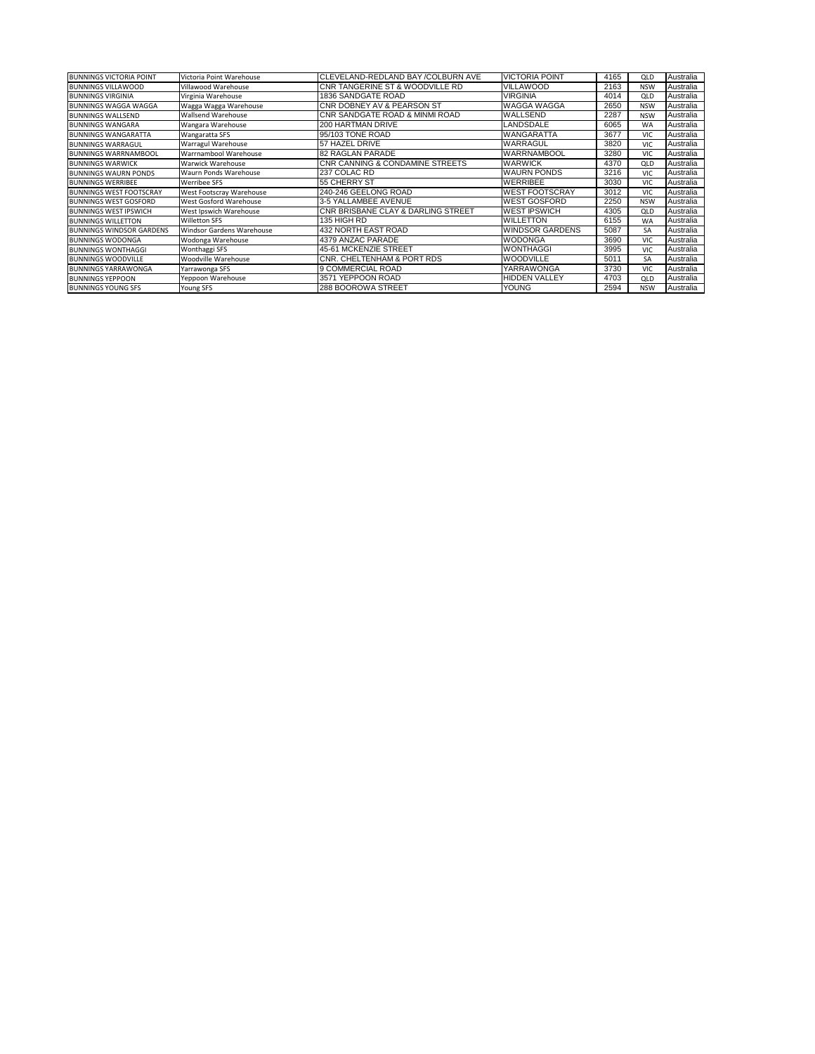| | | | | | | |
|---|---|---|---|---|---|---|
| BUNNINGS VICTORIA POINT | Victoria Point Warehouse | CLEVELAND-REDLAND BAY /COLBURN AVE | VICTORIA POINT | 4165 | QLD | Australia |
| BUNNINGS VILLAWOOD | Villawood Warehouse | CNR TANGERINE ST & WOODVILLE RD | VILLAWOOD | 2163 | NSW | Australia |
| BUNNINGS VIRGINIA | Virginia Warehouse | 1836 SANDGATE ROAD | VIRGINIA | 4014 | QLD | Australia |
| BUNNINGS WAGGA WAGGA | Wagga Wagga Warehouse | CNR DOBNEY AV & PEARSON ST | WAGGA WAGGA | 2650 | NSW | Australia |
| BUNNINGS WALLSEND | Wallsend Warehouse | CNR SANDGATE ROAD & MINMI ROAD | WALLSEND | 2287 | NSW | Australia |
| BUNNINGS WANGARA | Wangara Warehouse | 200 HARTMAN DRIVE | LANDSDALE | 6065 | WA | Australia |
| BUNNINGS WANGARATTA | Wangaratta SFS | 95/103 TONE ROAD | WANGARATTA | 3677 | VIC | Australia |
| BUNNINGS WARRAGUL | Warragul Warehouse | 57 HAZEL DRIVE | WARRAGUL | 3820 | VIC | Australia |
| BUNNINGS WARRNAMBOOL | Warrnambool Warehouse | 82 RAGLAN PARADE | WARRNAMBOOL | 3280 | VIC | Australia |
| BUNNINGS WARWICK | Warwick Warehouse | CNR CANNING & CONDAMINE STREETS | WARWICK | 4370 | QLD | Australia |
| BUNNINGS WAURN PONDS | Waurn Ponds Warehouse | 237 COLAC RD | WAURN PONDS | 3216 | VIC | Australia |
| BUNNINGS WERRIBEE | Werribee SFS | 55 CHERRY ST | WERRIBEE | 3030 | VIC | Australia |
| BUNNINGS WEST FOOTSCRAY | West Footscray Warehouse | 240-246 GEELONG ROAD | WEST FOOTSCRAY | 3012 | VIC | Australia |
| BUNNINGS WEST GOSFORD | West Gosford Warehouse | 3-5 YALLAMBEE AVENUE | WEST GOSFORD | 2250 | NSW | Australia |
| BUNNINGS WEST IPSWICH | West Ipswich Warehouse | CNR BRISBANE CLAY & DARLING STREET | WEST IPSWICH | 4305 | QLD | Australia |
| BUNNINGS WILLETTON | Willetton SFS | 135 HIGH RD | WILLETTON | 6155 | WA | Australia |
| BUNNINGS WINDSOR GARDENS | Windsor Gardens Warehouse | 432 NORTH EAST ROAD | WINDSOR GARDENS | 5087 | SA | Australia |
| BUNNINGS WODONGA | Wodonga Warehouse | 4379 ANZAC PARADE | WODONGA | 3690 | VIC | Australia |
| BUNNINGS WONTHAGGI | Wonthaggi SFS | 45-61 MCKENZIE STREET | WONTHAGGI | 3995 | VIC | Australia |
| BUNNINGS WOODVILLE | Woodville Warehouse | CNR. CHELTENHAM & PORT RDS | WOODVILLE | 5011 | SA | Australia |
| BUNNINGS YARRAWONGA | Yarrawonga SFS | 9 COMMERCIAL ROAD | YARRAWONGA | 3730 | VIC | Australia |
| BUNNINGS YEPPOON | Yeppoon Warehouse | 3571 YEPPOON ROAD | HIDDEN VALLEY | 4703 | QLD | Australia |
| BUNNINGS YOUNG SFS | Young SFS | 288 BOOROWA STREET | YOUNG | 2594 | NSW | Australia |